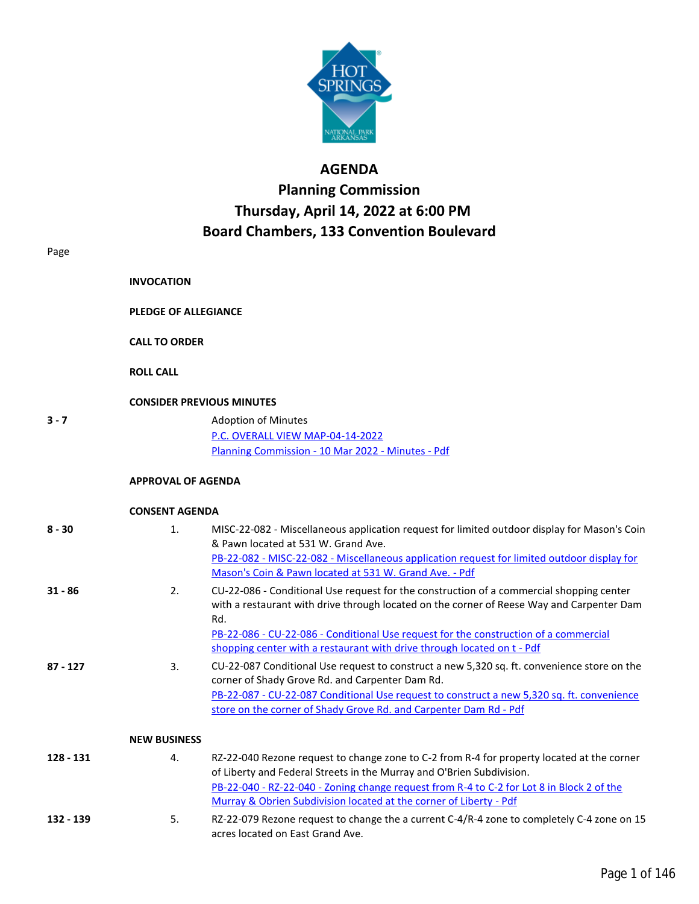# AGENDA

## Planning Commission

## Thursday, April 14, 2022 at 6:00 PM

## Board Chambers, 133 Convention Boulevard

Page

**INVOCATION**

**PLEDGE OF ALLEGIANCE**

**CALL TO ORDER**

**ROLL CALL**

**CONSIDER PREVIOUS MINUTES**

3 - 7 — Adoption of Minutes
P.C. OVERALL VIEW MAP-04-14-2022
Planning Commission - 10 Mar 2022 - Minutes - Pdf

**APPROVAL OF AGENDA**

**CONSENT AGENDA**

8 - 30 — 1. MISC-22-082 - Miscellaneous application request for limited outdoor display for Mason's Coin & Pawn located at 531 W. Grand Ave.
PB-22-082 - MISC-22-082 - Miscellaneous application request for limited outdoor display for Mason's Coin & Pawn located at 531 W. Grand Ave. - Pdf

31 - 86 — 2. CU-22-086 - Conditional Use request for the construction of a commercial shopping center with a restaurant with drive through located on the corner of Reese Way and Carpenter Dam Rd.
PB-22-086 - CU-22-086 - Conditional Use request for the construction of a commercial shopping center with a restaurant with drive through located on t - Pdf

87 - 127 — 3. CU-22-087 Conditional Use request to construct a new 5,320 sq. ft. convenience store on the corner of Shady Grove Rd. and Carpenter Dam Rd.
PB-22-087 - CU-22-087 Conditional Use request to construct a new 5,320 sq. ft. convenience store on the corner of Shady Grove Rd. and Carpenter Dam Rd - Pdf

**NEW BUSINESS**

128 - 131 — 4. RZ-22-040 Rezone request to change zone to C-2 from R-4 for property located at the corner of Liberty and Federal Streets in the Murray and O'Brien Subdivision.
PB-22-040 - RZ-22-040 - Zoning change request from R-4 to C-2 for Lot 8 in Block 2 of the Murray & Obrien Subdivision located at the corner of Liberty - Pdf

132 - 139 — 5. RZ-22-079 Rezone request to change the a current C-4/R-4 zone to completely C-4 zone on 15 acres located on East Grand Ave.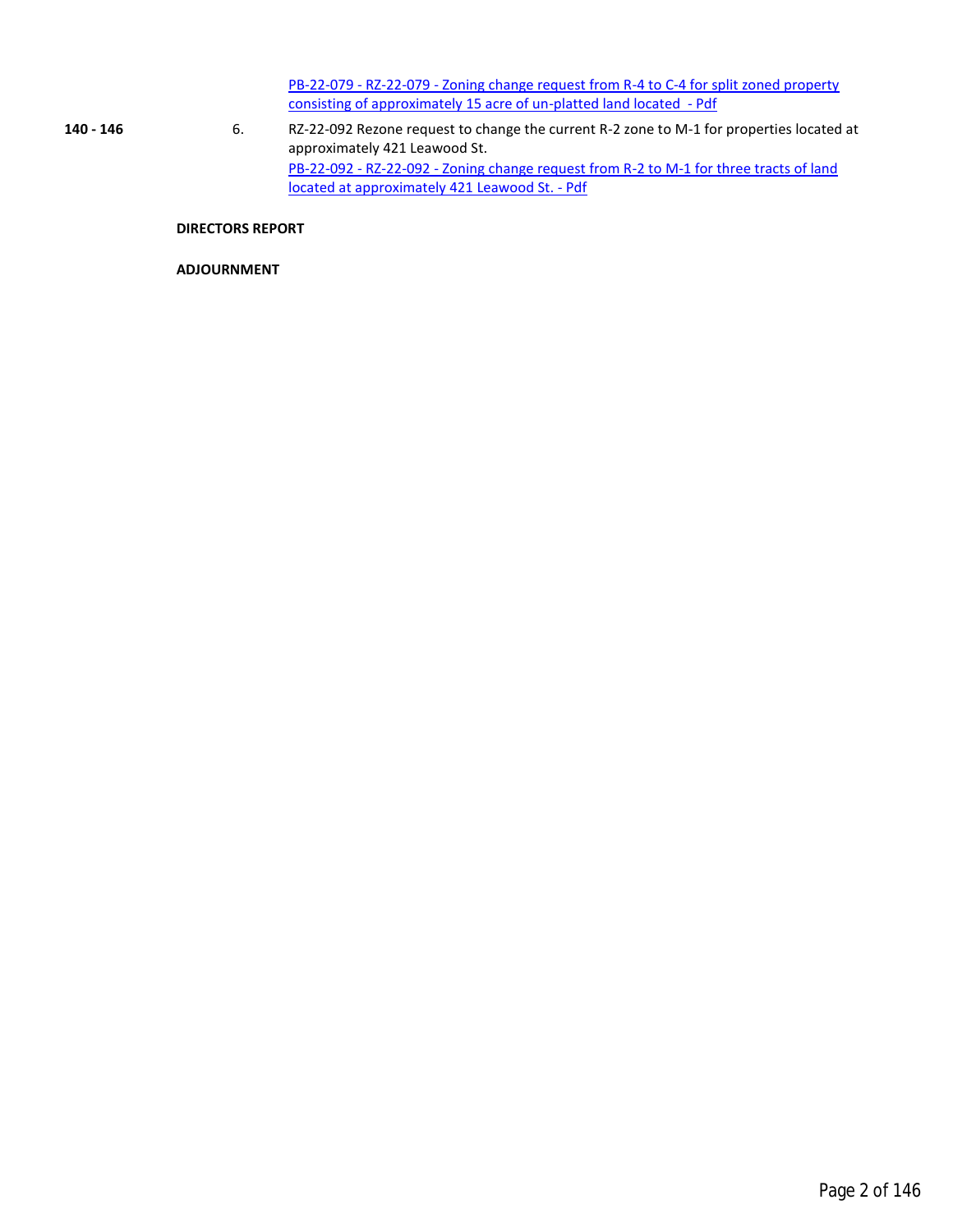PB-22-079 - RZ-22-079 - Zoning change request from R-4 to C-4 for split zoned property consisting of approximately 15 acre of un-platted land located - Pdf

**140 - 146** 6. RZ-22-092 Rezone request to change the current R-2 zone to M-1 for properties located at approximately 421 Leawood St.

PB-22-092 - RZ-22-092 - Zoning change request from R-2 to M-1 for three tracts of land located at approximately 421 Leawood St. - Pdf

**DIRECTORS REPORT**

**ADJOURNMENT**